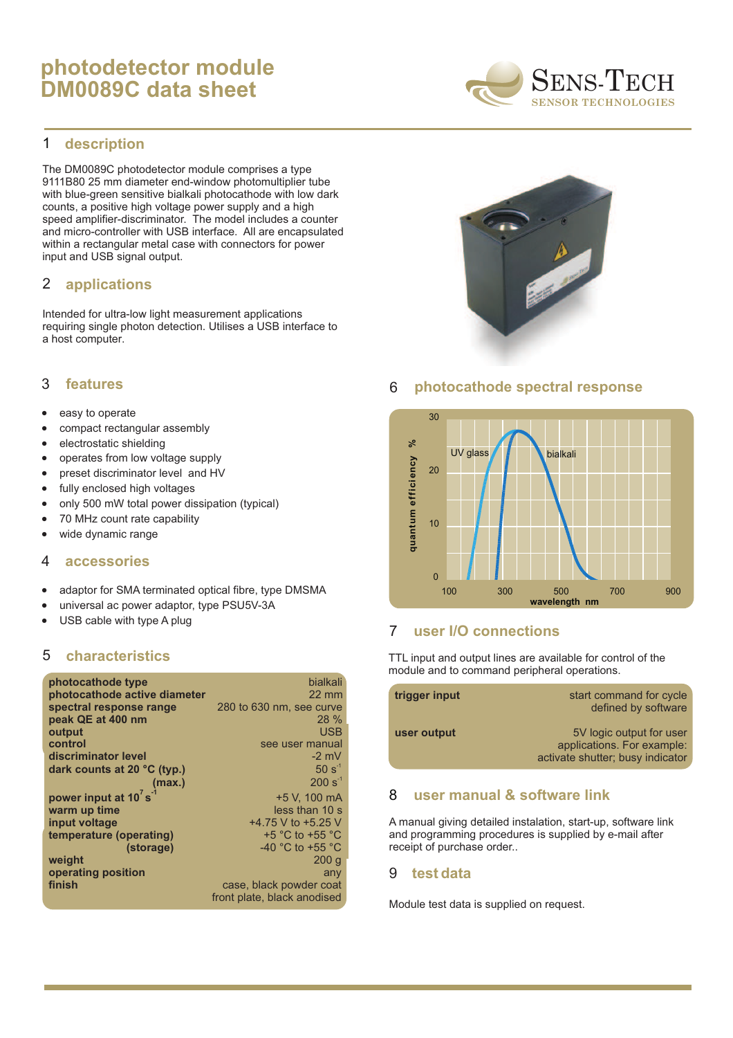# photodetector module DM0089C data sheet

SENS-TECH
SENSOR TECHNOLOGIES

## 1 description

The DM0089C photodetector module comprises a type 9111B80 25 mm diameter end-window photomultiplier tube with blue-green sensitive bialkali photocathode with low dark counts, a positive high voltage power supply and a high speed amplifier-discriminator. The model includes a counter and micro-controller with USB interface. All are encapsulated within a rectangular metal case with connectors for power input and USB signal output.

## 2 applications

Intended for ultra-low light measurement applications requiring single photon detection. Utilises a USB interface to a host computer.

## 3 features

- easy to operate
- compact rectangular assembly
- electrostatic shielding
- operates from low voltage supply
- preset discriminator level and HV
- fully enclosed high voltages
- only 500 mW total power dissipation (typical)
- 70 MHz count rate capability
- wide dynamic range

## 4 accessories

- adaptor for SMA terminated optical fibre, type DMSMA
- universal ac power adaptor, type PSU5V-3A
- USB cable with type A plug

## 5 characteristics

| | |
|---|---|
| **photocathode type** | bialkali |
| **photocathode active diameter** | 22 mm |
| **spectral response range** | 280 to 630 nm, see curve |
| **peak QE at 400 nm** | 28 % |
| **output** | USB |
| **control** | see user manual |
| **discriminator level** | -2 mV |
| **dark counts at 20 °C (typ.)** | 50 $s^{-1}$ |
| **(max.)** | 200 $s^{-1}$ |
| **power input at $10^7$ $s^{-1}$** | +5 V, 100 mA |
| **warm up time** | less than 10 s |
| **input voltage** | +4.75 V to +5.25 V |
| **temperature (operating)** | +5 °C to +55 °C |
| **(storage)** | -40 °C to +55 °C |
| **weight** | 200 g |
| **operating position** | any |
| **finish** | case, black powder coat<br>front plate, black anodised |

## 6 photocathode spectral response

## 7 user I/O connections

TTL input and output lines are available for control of the module and to command peripheral operations.

| | |
|---|---|
| **trigger input** | start command for cycle defined by software |
| **user output** | 5V logic output for user applications. For example: activate shutter; busy indicator |

## 8 user manual & software link

A manual giving detailed instalation, start-up, software link and programming procedures is supplied by e-mail after receipt of purchase order..

## 9 test data

Module test data is supplied on request.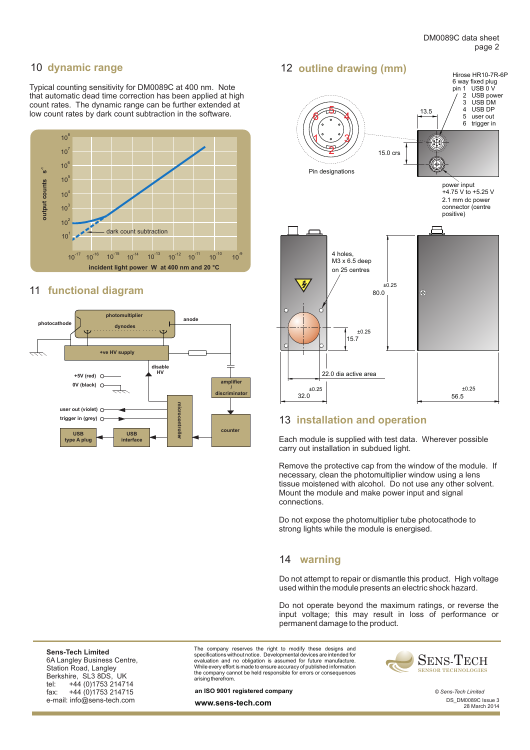## 10 dynamic range

Typical counting sensitivity for DM0089C at 400 nm. Note that automatic dead time correction has been applied at high count rates. The dynamic range can be further extended at low count rates by dark count subtraction in the software.

output counts $s^{-1}$

$10^8$
$10^7$
$10^6$
$10^5$
$10^4$
$10^3$
$10^2$
$10^1$

dark count subtraction

$10^{-17}$ $10^{-16}$ $10^{-15}$ $10^{-14}$ $10^{-13}$ $10^{-12}$ $10^{-11}$ $10^{-10}$ $10^{-9}$

incident light power W at 400 nm and 20 °C

## 11 functional diagram

photocathode
photomultiplier
dynodes
anode
+ve HV supply
disable HV
+5V (red)
0V (black)
amplifier / discriminator
user out (violet)
trigger in (grey)
microcontroller
counter
USB type A plug
USB interface

## 12 outline drawing (mm)

Pin designations

Hirose HR10-7R-6P
6 way fixed plug
pin 1 USB 0 V
2 USB power
3 USB DM
4 USB DP
5 user out
6 trigger in

13.5
15.0 crs

power input
+4.75 V to +5.25 V
2.1 mm dc power connector (centre positive)

4 holes, M3 x 6.5 deep on 25 centres

80.0 ±0.25
15.7 ±0.25
22.0 dia active area
32.0 ±0.25
56.5 ±0.25

## 13 installation and operation

Each module is supplied with test data. Wherever possible carry out installation in subdued light.

Remove the protective cap from the window of the module. If necessary, clean the photomultiplier window using a lens tissue moistened with alcohol. Do not use any other solvent. Mount the module and make power input and signal connections.

Do not expose the photomultiplier tube photocathode to strong lights while the module is energised.

## 14 warning

Do not attempt to repair or dismantle this product. High voltage used within the module presents an electric shock hazard.

Do not operate beyond the maximum ratings, or reverse the input voltage; this may result in loss of performance or permanent damage to the product.

**Sens-Tech Limited**
6A Langley Business Centre,
Station Road, Langley
Berkshire, SL3 8DS, UK
tel: +44 (0)1753 214714
fax: +44 (0)1753 214715
e-mail: info@sens-tech.com

The company reserves the right to modify these designs and specifications without notice. Developmental devices are intended for evaluation and no obligation is assumed for future manufacture. While every effort is made to ensure accuracy of published information the company cannot be held responsible for errors or consequences arising therefrom.

**an ISO 9001 registered company**

**www.sens-tech.com**

SENS-TECH
SENSOR TECHNOLOGIES

*© Sens-Tech Limited*
DS_DM0089C Issue 3
28 March 2014